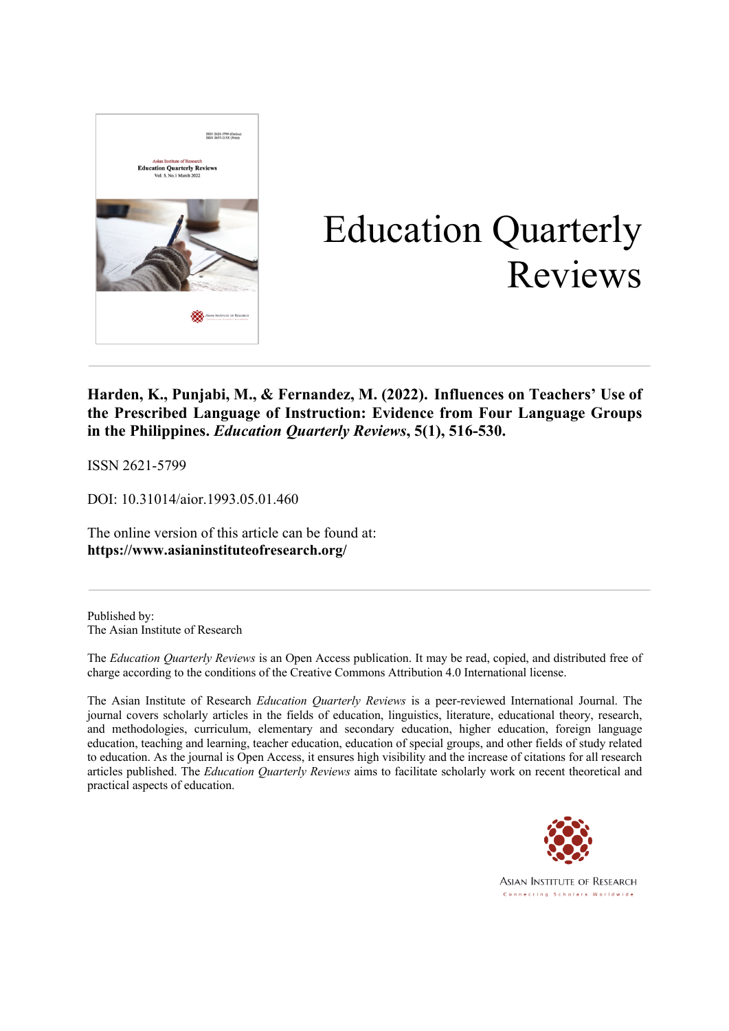# Education Quarterly Reviews

**Harden, K., Punjabi, M., & Fernandez, M. (2022). Influences on Teachers' Use of the Prescribed Language of Instruction: Evidence from Four Language Groups in the Philippines. *Education Quarterly Reviews*, 5(1), 516-530.**

ISSN 2621-5799

DOI: 10.31014/aior.1993.05.01.460

The online version of this article can be found at:
**https://www.asianinstituteofresearch.org/**

Published by:
The Asian Institute of Research

The *Education Quarterly Reviews* is an Open Access publication. It may be read, copied, and distributed free of charge according to the conditions of the Creative Commons Attribution 4.0 International license.

The Asian Institute of Research *Education Quarterly Reviews* is a peer-reviewed International Journal. The journal covers scholarly articles in the fields of education, linguistics, literature, educational theory, research, and methodologies, curriculum, elementary and secondary education, higher education, foreign language education, teaching and learning, teacher education, education of special groups, and other fields of study related to education. As the journal is Open Access, it ensures high visibility and the increase of citations for all research articles published. The *Education Quarterly Reviews* aims to facilitate scholarly work on recent theoretical and practical aspects of education.

ASIAN INSTITUTE OF RESEARCH
Connecting Scholars Worldwide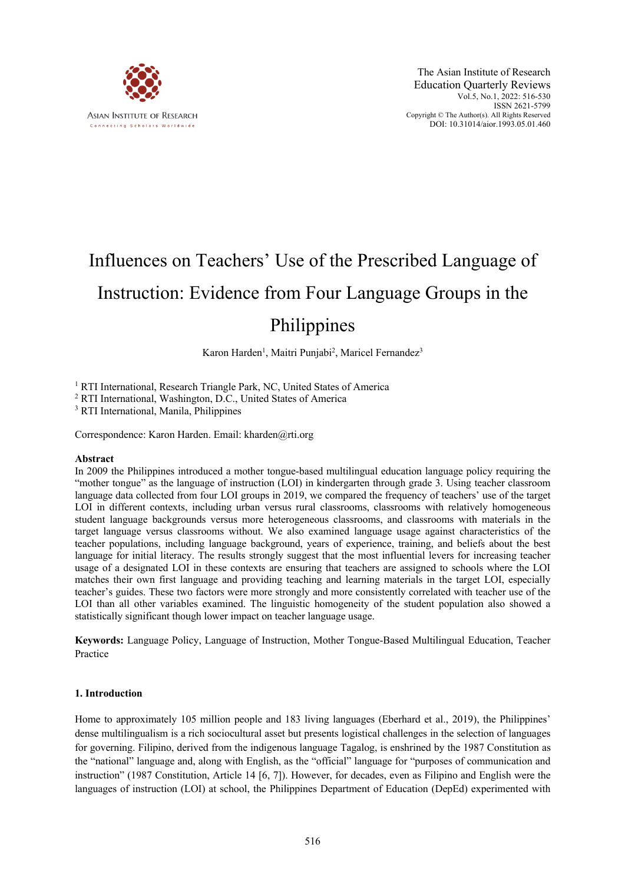# Influences on Teachers' Use of the Prescribed Language of Instruction: Evidence from Four Language Groups in the Philippines

Karon Harden[1], Maitri Punjabi[2], Maricel Fernandez[3]

[1] RTI International, Research Triangle Park, NC, United States of America
[2] RTI International, Washington, D.C., United States of America
[3] RTI International, Manila, Philippines

Correspondence: Karon Harden. Email: kharden@rti.org

## Abstract

In 2009 the Philippines introduced a mother tongue-based multilingual education language policy requiring the "mother tongue" as the language of instruction (LOI) in kindergarten through grade 3. Using teacher classroom language data collected from four LOI groups in 2019, we compared the frequency of teachers' use of the target LOI in different contexts, including urban versus rural classrooms, classrooms with relatively homogeneous student language backgrounds versus more heterogeneous classrooms, and classrooms with materials in the target language versus classrooms without. We also examined language usage against characteristics of the teacher populations, including language background, years of experience, training, and beliefs about the best language for initial literacy. The results strongly suggest that the most influential levers for increasing teacher usage of a designated LOI in these contexts are ensuring that teachers are assigned to schools where the LOI matches their own first language and providing teaching and learning materials in the target LOI, especially teacher's guides. These two factors were more strongly and more consistently correlated with teacher use of the LOI than all other variables examined. The linguistic homogeneity of the student population also showed a statistically significant though lower impact on teacher language usage.

**Keywords:** Language Policy, Language of Instruction, Mother Tongue-Based Multilingual Education, Teacher Practice

## 1. Introduction

Home to approximately 105 million people and 183 living languages (Eberhard et al., 2019), the Philippines' dense multilingualism is a rich sociocultural asset but presents logistical challenges in the selection of languages for governing. Filipino, derived from the indigenous language Tagalog, is enshrined by the 1987 Constitution as the "national" language and, along with English, as the "official" language for "purposes of communication and instruction" (1987 Constitution, Article 14 [6, 7]). However, for decades, even as Filipino and English were the languages of instruction (LOI) at school, the Philippines Department of Education (DepEd) experimented with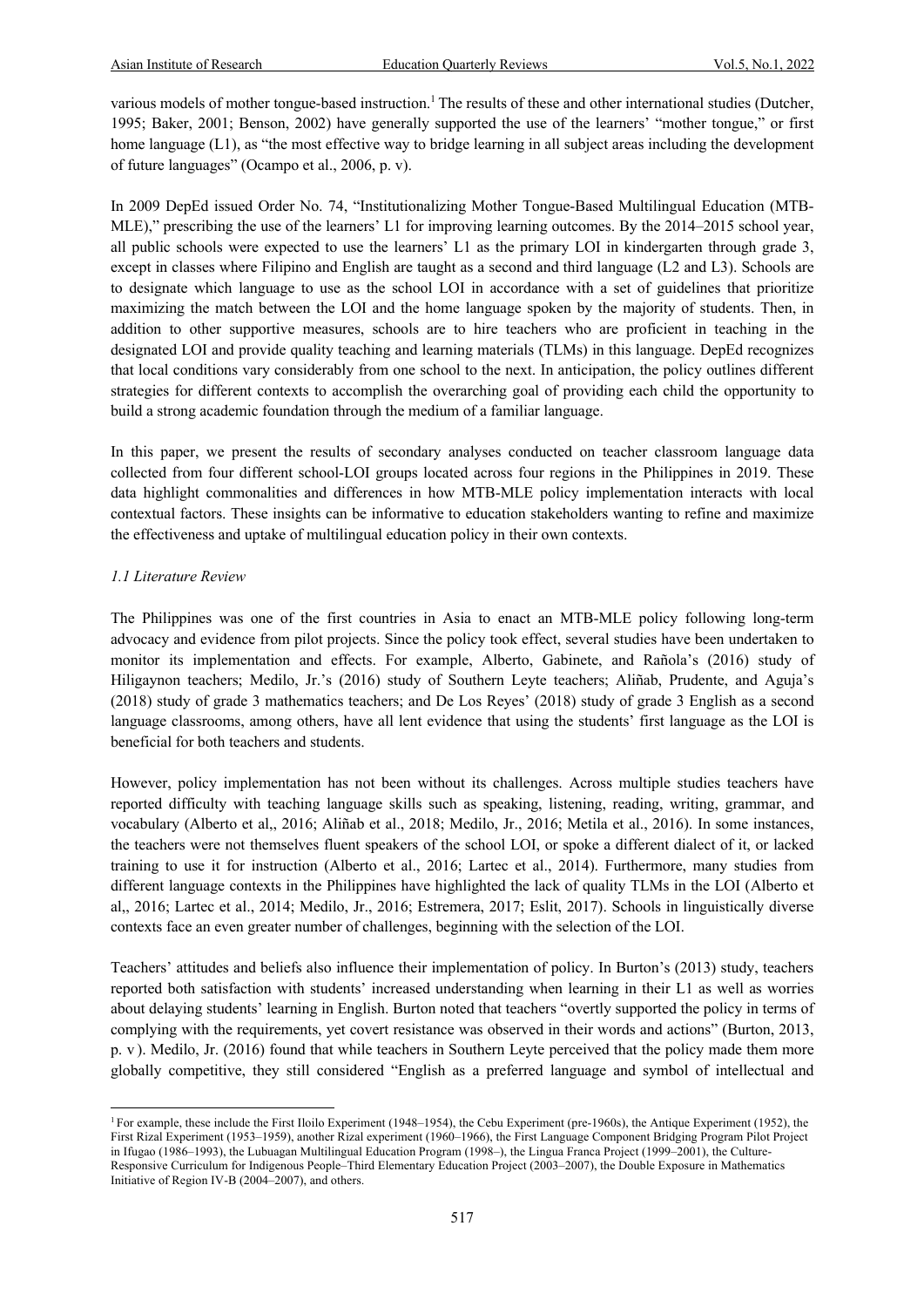various models of mother tongue-based instruction.[1] The results of these and other international studies (Dutcher, 1995; Baker, 2001; Benson, 2002) have generally supported the use of the learners' "mother tongue," or first home language (L1), as "the most effective way to bridge learning in all subject areas including the development of future languages" (Ocampo et al., 2006, p. v).

In 2009 DepEd issued Order No. 74, "Institutionalizing Mother Tongue-Based Multilingual Education (MTB-MLE)," prescribing the use of the learners' L1 for improving learning outcomes. By the 2014–2015 school year, all public schools were expected to use the learners' L1 as the primary LOI in kindergarten through grade 3, except in classes where Filipino and English are taught as a second and third language (L2 and L3). Schools are to designate which language to use as the school LOI in accordance with a set of guidelines that prioritize maximizing the match between the LOI and the home language spoken by the majority of students. Then, in addition to other supportive measures, schools are to hire teachers who are proficient in teaching in the designated LOI and provide quality teaching and learning materials (TLMs) in this language. DepEd recognizes that local conditions vary considerably from one school to the next. In anticipation, the policy outlines different strategies for different contexts to accomplish the overarching goal of providing each child the opportunity to build a strong academic foundation through the medium of a familiar language.

In this paper, we present the results of secondary analyses conducted on teacher classroom language data collected from four different school-LOI groups located across four regions in the Philippines in 2019. These data highlight commonalities and differences in how MTB-MLE policy implementation interacts with local contextual factors. These insights can be informative to education stakeholders wanting to refine and maximize the effectiveness and uptake of multilingual education policy in their own contexts.

### *1.1 Literature Review*

The Philippines was one of the first countries in Asia to enact an MTB-MLE policy following long-term advocacy and evidence from pilot projects. Since the policy took effect, several studies have been undertaken to monitor its implementation and effects. For example, Alberto, Gabinete, and Rañola's (2016) study of Hiligaynon teachers; Medilo, Jr.'s (2016) study of Southern Leyte teachers; Aliñab, Prudente, and Aguja's (2018) study of grade 3 mathematics teachers; and De Los Reyes' (2018) study of grade 3 English as a second language classrooms, among others, have all lent evidence that using the students' first language as the LOI is beneficial for both teachers and students.

However, policy implementation has not been without its challenges. Across multiple studies teachers have reported difficulty with teaching language skills such as speaking, listening, reading, writing, grammar, and vocabulary (Alberto et al,, 2016; Aliñab et al., 2018; Medilo, Jr., 2016; Metila et al., 2016). In some instances, the teachers were not themselves fluent speakers of the school LOI, or spoke a different dialect of it, or lacked training to use it for instruction (Alberto et al., 2016; Lartec et al., 2014). Furthermore, many studies from different language contexts in the Philippines have highlighted the lack of quality TLMs in the LOI (Alberto et al,, 2016; Lartec et al., 2014; Medilo, Jr., 2016; Estremera, 2017; Eslit, 2017). Schools in linguistically diverse contexts face an even greater number of challenges, beginning with the selection of the LOI.

Teachers' attitudes and beliefs also influence their implementation of policy. In Burton's (2013) study, teachers reported both satisfaction with students' increased understanding when learning in their L1 as well as worries about delaying students' learning in English. Burton noted that teachers "overtly supported the policy in terms of complying with the requirements, yet covert resistance was observed in their words and actions" (Burton, 2013, p. v ). Medilo, Jr. (2016) found that while teachers in Southern Leyte perceived that the policy made them more globally competitive, they still considered "English as a preferred language and symbol of intellectual and

---

[1] For example, these include the First Iloilo Experiment (1948–1954), the Cebu Experiment (pre-1960s), the Antique Experiment (1952), the First Rizal Experiment (1953–1959), another Rizal experiment (1960–1966), the First Language Component Bridging Program Pilot Project in Ifugao (1986–1993), the Lubuagan Multilingual Education Program (1998–), the Lingua Franca Project (1999–2001), the Culture-Responsive Curriculum for Indigenous People–Third Elementary Education Project (2003–2007), the Double Exposure in Mathematics Initiative of Region IV-B (2004–2007), and others.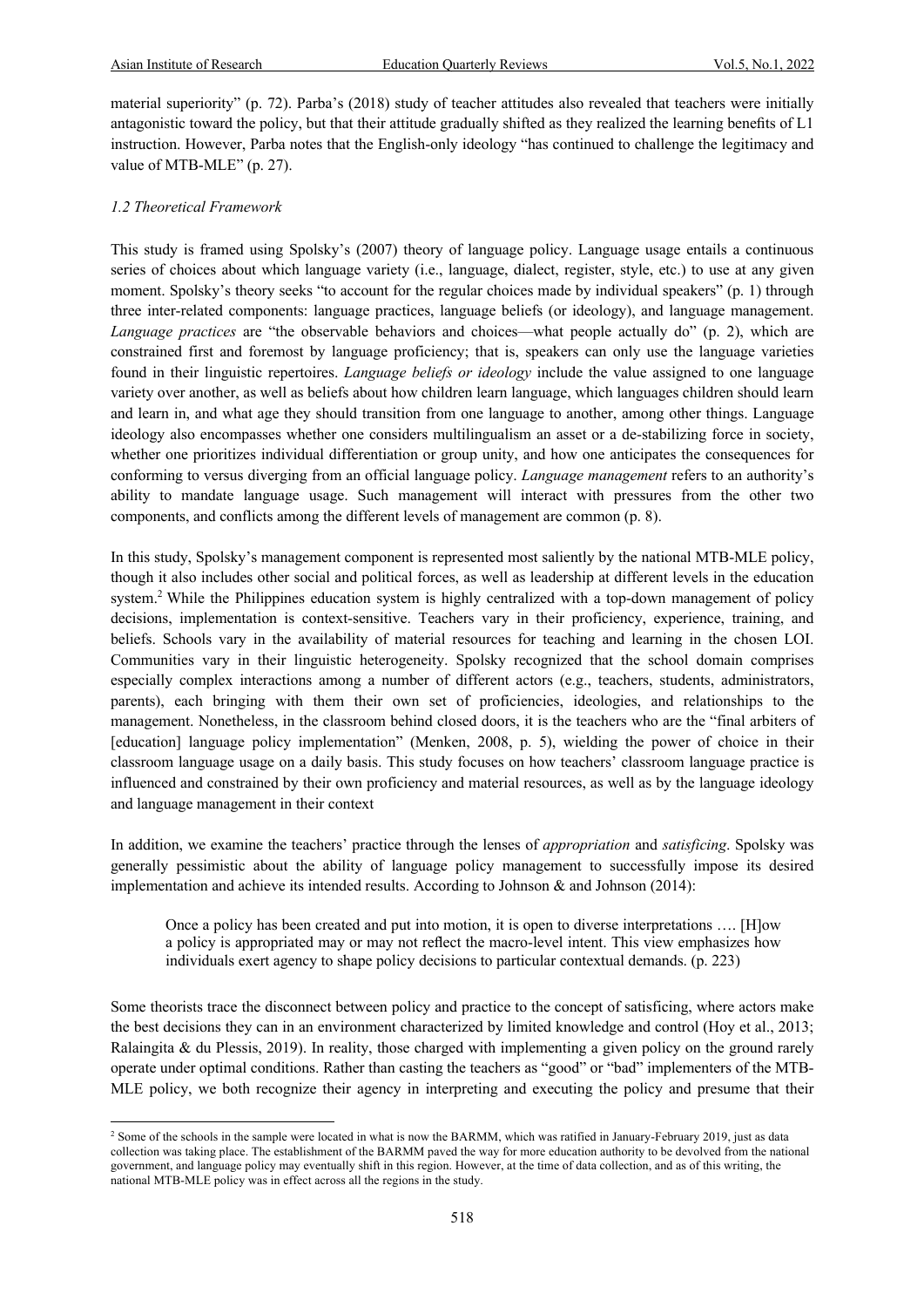material superiority" (p. 72). Parba's (2018) study of teacher attitudes also revealed that teachers were initially antagonistic toward the policy, but that their attitude gradually shifted as they realized the learning benefits of L1 instruction. However, Parba notes that the English-only ideology "has continued to challenge the legitimacy and value of MTB-MLE" (p. 27).

### *1.2 Theoretical Framework*

This study is framed using Spolsky's (2007) theory of language policy. Language usage entails a continuous series of choices about which language variety (i.e., language, dialect, register, style, etc.) to use at any given moment. Spolsky's theory seeks "to account for the regular choices made by individual speakers" (p. 1) through three inter-related components: language practices, language beliefs (or ideology), and language management. *Language practices* are "the observable behaviors and choices—what people actually do" (p. 2), which are constrained first and foremost by language proficiency; that is, speakers can only use the language varieties found in their linguistic repertoires. *Language beliefs or ideology* include the value assigned to one language variety over another, as well as beliefs about how children learn language, which languages children should learn and learn in, and what age they should transition from one language to another, among other things. Language ideology also encompasses whether one considers multilingualism an asset or a de-stabilizing force in society, whether one prioritizes individual differentiation or group unity, and how one anticipates the consequences for conforming to versus diverging from an official language policy. *Language management* refers to an authority's ability to mandate language usage. Such management will interact with pressures from the other two components, and conflicts among the different levels of management are common (p. 8).

In this study, Spolsky's management component is represented most saliently by the national MTB-MLE policy, though it also includes other social and political forces, as well as leadership at different levels in the education system.[2] While the Philippines education system is highly centralized with a top-down management of policy decisions, implementation is context-sensitive. Teachers vary in their proficiency, experience, training, and beliefs. Schools vary in the availability of material resources for teaching and learning in the chosen LOI. Communities vary in their linguistic heterogeneity. Spolsky recognized that the school domain comprises especially complex interactions among a number of different actors (e.g., teachers, students, administrators, parents), each bringing with them their own set of proficiencies, ideologies, and relationships to the management. Nonetheless, in the classroom behind closed doors, it is the teachers who are the "final arbiters of [education] language policy implementation" (Menken, 2008, p. 5), wielding the power of choice in their classroom language usage on a daily basis. This study focuses on how teachers' classroom language practice is influenced and constrained by their own proficiency and material resources, as well as by the language ideology and language management in their context

In addition, we examine the teachers' practice through the lenses of *appropriation* and *satisficing*. Spolsky was generally pessimistic about the ability of language policy management to successfully impose its desired implementation and achieve its intended results. According to Johnson & and Johnson (2014):

> Once a policy has been created and put into motion, it is open to diverse interpretations …. [H]ow a policy is appropriated may or may not reflect the macro-level intent. This view emphasizes how individuals exert agency to shape policy decisions to particular contextual demands. (p. 223)

Some theorists trace the disconnect between policy and practice to the concept of satisficing, where actors make the best decisions they can in an environment characterized by limited knowledge and control (Hoy et al., 2013; Ralaingita & du Plessis, 2019). In reality, those charged with implementing a given policy on the ground rarely operate under optimal conditions. Rather than casting the teachers as "good" or "bad" implementers of the MTB-MLE policy, we both recognize their agency in interpreting and executing the policy and presume that their

---

[2] Some of the schools in the sample were located in what is now the BARMM, which was ratified in January-February 2019, just as data collection was taking place. The establishment of the BARMM paved the way for more education authority to be devolved from the national government, and language policy may eventually shift in this region. However, at the time of data collection, and as of this writing, the national MTB-MLE policy was in effect across all the regions in the study.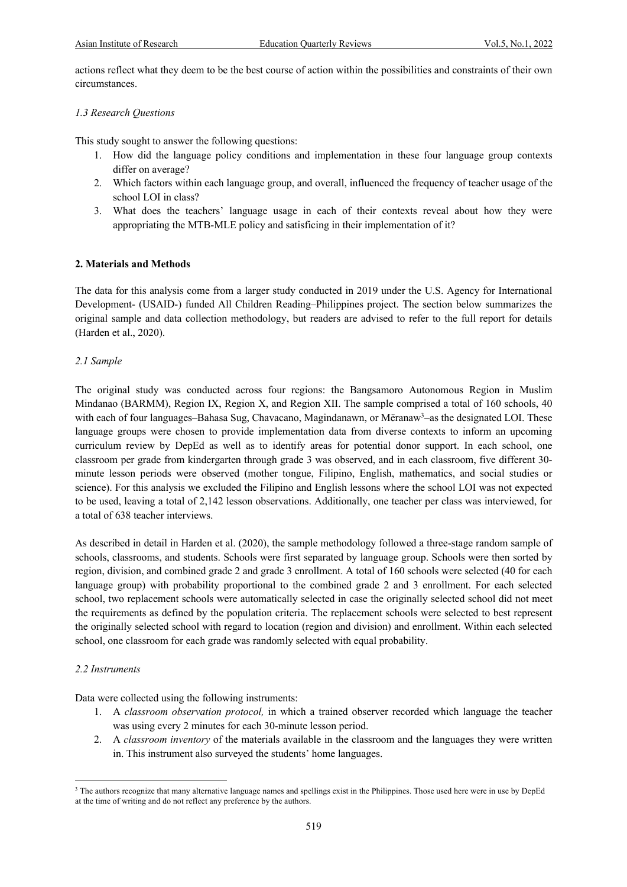actions reflect what they deem to be the best course of action within the possibilities and constraints of their own circumstances.

### *1.3 Research Questions*

This study sought to answer the following questions:

1. How did the language policy conditions and implementation in these four language group contexts differ on average?
2. Which factors within each language group, and overall, influenced the frequency of teacher usage of the school LOI in class?
3. What does the teachers' language usage in each of their contexts reveal about how they were appropriating the MTB-MLE policy and satisficing in their implementation of it?

## **2. Materials and Methods**

The data for this analysis come from a larger study conducted in 2019 under the U.S. Agency for International Development- (USAID-) funded All Children Reading–Philippines project. The section below summarizes the original sample and data collection methodology, but readers are advised to refer to the full report for details (Harden et al., 2020).

### *2.1 Sample*

The original study was conducted across four regions: the Bangsamoro Autonomous Region in Muslim Mindanao (BARMM), Region IX, Region X, and Region XII. The sample comprised a total of 160 schools, 40 with each of four languages–Bahasa Sug, Chavacano, Magindanawn, or Mëranaw[3]–as the designated LOI. These language groups were chosen to provide implementation data from diverse contexts to inform an upcoming curriculum review by DepEd as well as to identify areas for potential donor support. In each school, one classroom per grade from kindergarten through grade 3 was observed, and in each classroom, five different 30-minute lesson periods were observed (mother tongue, Filipino, English, mathematics, and social studies or science). For this analysis we excluded the Filipino and English lessons where the school LOI was not expected to be used, leaving a total of 2,142 lesson observations. Additionally, one teacher per class was interviewed, for a total of 638 teacher interviews.

As described in detail in Harden et al. (2020), the sample methodology followed a three-stage random sample of schools, classrooms, and students. Schools were first separated by language group. Schools were then sorted by region, division, and combined grade 2 and grade 3 enrollment. A total of 160 schools were selected (40 for each language group) with probability proportional to the combined grade 2 and grade 3 enrollment. For each selected school, two replacement schools were automatically selected in case the originally selected school did not meet the requirements as defined by the population criteria. The replacement schools were selected to best represent the originally selected school with regard to location (region and division) and enrollment. Within each selected school, one classroom for each grade was randomly selected with equal probability.

### *2.2 Instruments*

Data were collected using the following instruments:

1. A *classroom observation protocol,* in which a trained observer recorded which language the teacher was using every 2 minutes for each 30-minute lesson period.
2. A *classroom inventory* of the materials available in the classroom and the languages they were written in. This instrument also surveyed the students' home languages.

---

[3] The authors recognize that many alternative language names and spellings exist in the Philippines. Those used here were in use by DepEd at the time of writing and do not reflect any preference by the authors.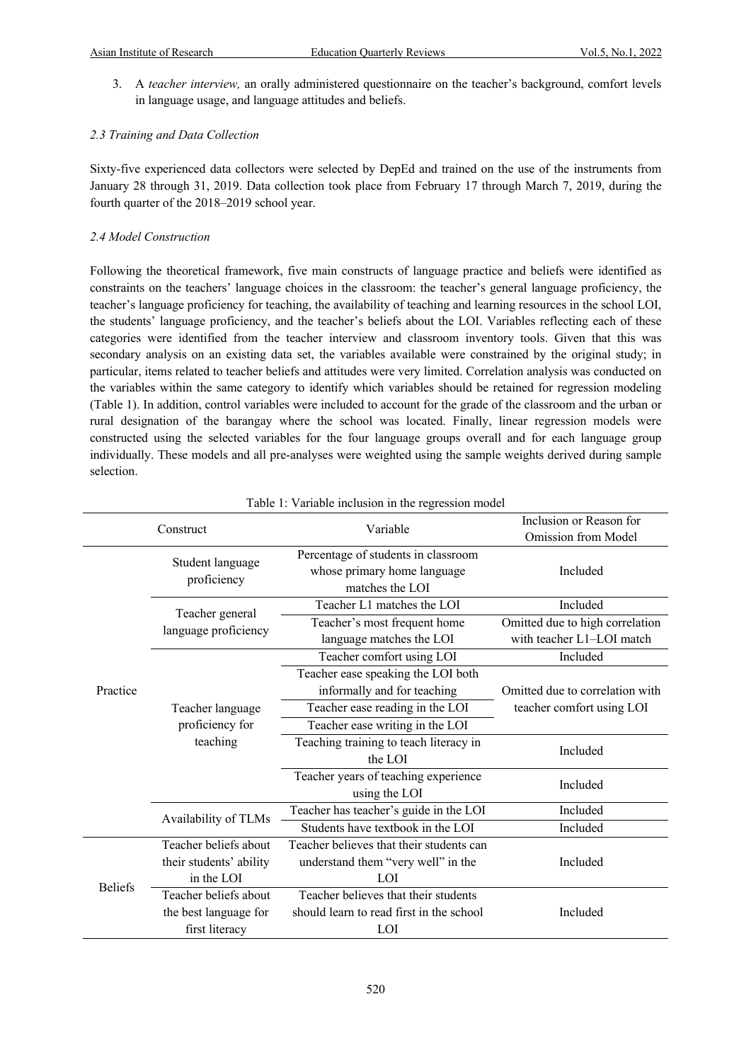3. A *teacher interview,* an orally administered questionnaire on the teacher's background, comfort levels in language usage, and language attitudes and beliefs.

### *2.3 Training and Data Collection*

Sixty-five experienced data collectors were selected by DepEd and trained on the use of the instruments from January 28 through 31, 2019. Data collection took place from February 17 through March 7, 2019, during the fourth quarter of the 2018–2019 school year.

### *2.4 Model Construction*

Following the theoretical framework, five main constructs of language practice and beliefs were identified as constraints on the teachers' language choices in the classroom: the teacher's general language proficiency, the teacher's language proficiency for teaching, the availability of teaching and learning resources in the school LOI, the students' language proficiency, and the teacher's beliefs about the LOI. Variables reflecting each of these categories were identified from the teacher interview and classroom inventory tools. Given that this was secondary analysis on an existing data set, the variables available were constrained by the original study; in particular, items related to teacher beliefs and attitudes were very limited. Correlation analysis was conducted on the variables within the same category to identify which variables should be retained for regression modeling (Table 1). In addition, control variables were included to account for the grade of the classroom and the urban or rural designation of the barangay where the school was located. Finally, linear regression models were constructed using the selected variables for the four language groups overall and for each language group individually. These models and all pre-analyses were weighted using the sample weights derived during sample selection.

Table 1: Variable inclusion in the regression model

| Construct | | Variable | Inclusion or Reason for Omission from Model |
|---|---|---|---|
| Practice | Student language proficiency | Percentage of students in classroom whose primary home language matches the LOI | Included |
| | Teacher general language proficiency | Teacher L1 matches the LOI | Included |
| | | Teacher's most frequent home language matches the LOI | Omitted due to high correlation with teacher L1–LOI match |
| | Teacher language proficiency for teaching | Teacher comfort using LOI | Included |
| | | Teacher ease speaking the LOI both informally and for teaching | Omitted due to correlation with teacher comfort using LOI |
| | | Teacher ease reading in the LOI | |
| | | Teacher ease writing in the LOI | |
| | | Teaching training to teach literacy in the LOI | Included |
| | | Teacher years of teaching experience using the LOI | Included |
| | Availability of TLMs | Teacher has teacher's guide in the LOI | Included |
| | | Students have textbook in the LOI | Included |
| Beliefs | Teacher beliefs about their students' ability in the LOI | Teacher believes that their students can understand them "very well" in the LOI | Included |
| | Teacher beliefs about the best language for first literacy | Teacher believes that their students should learn to read first in the school LOI | Included |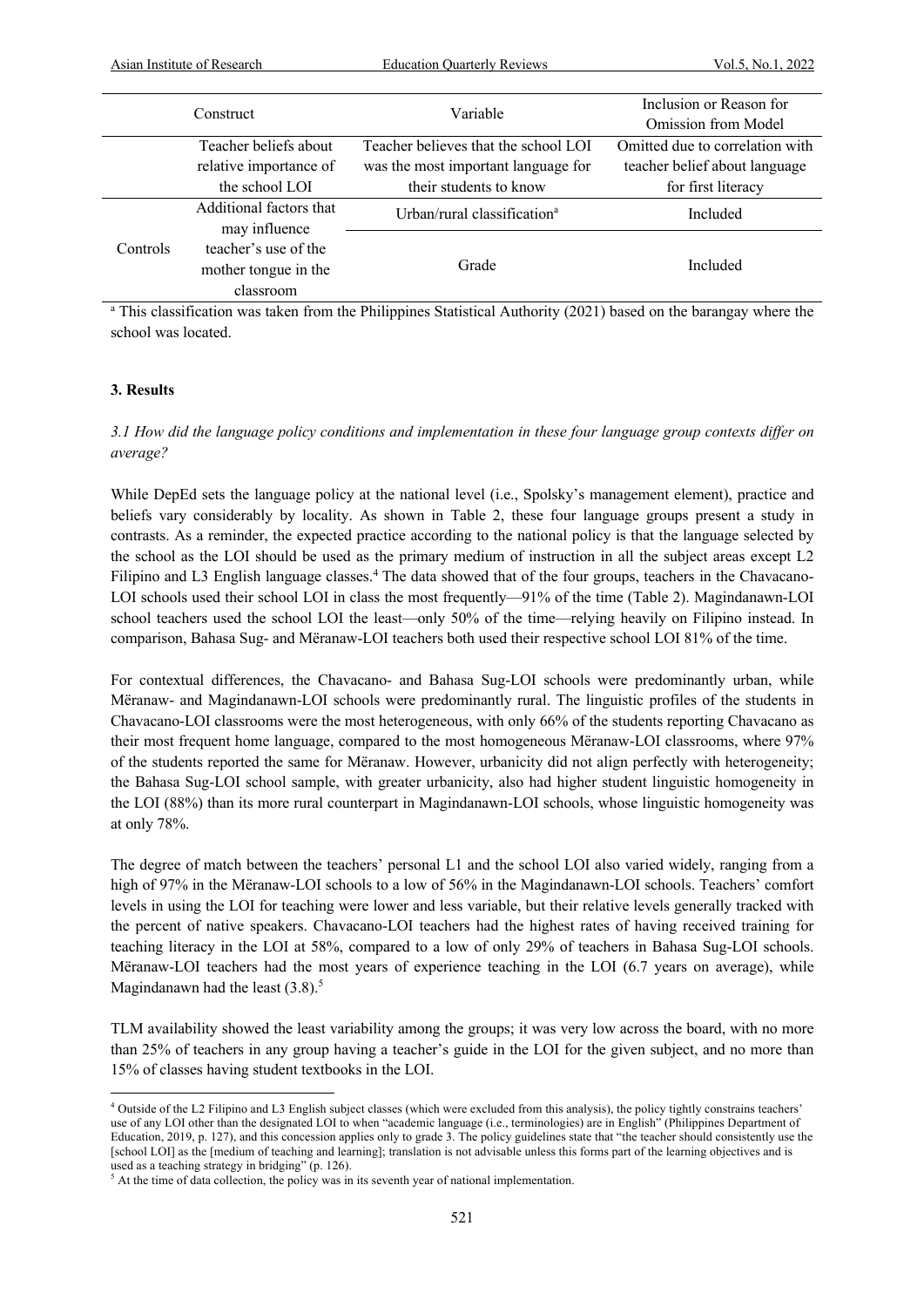| Construct | | Variable | Inclusion or Reason for Omission from Model |
|---|---|---|---|
| | Teacher beliefs about relative importance of the school LOI | Teacher believes that the school LOI was the most important language for their students to know | Omitted due to correlation with teacher belief about language for first literacy |
| Controls | Additional factors that may influence teacher's use of the mother tongue in the classroom | Urban/rural classification[a] | Included |
| | | Grade | Included |

[a] This classification was taken from the Philippines Statistical Authority (2021) based on the barangay where the school was located.

## 3. Results

*3.1 How did the language policy conditions and implementation in these four language group contexts differ on average?*

While DepEd sets the language policy at the national level (i.e., Spolsky's management element), practice and beliefs vary considerably by locality. As shown in Table 2, these four language groups present a study in contrasts. As a reminder, the expected practice according to the national policy is that the language selected by the school as the LOI should be used as the primary medium of instruction in all the subject areas except L2 Filipino and L3 English language classes.[4] The data showed that of the four groups, teachers in the Chavacano-LOI schools used their school LOI in class the most frequently—91% of the time (Table 2). Magindanawn-LOI school teachers used the school LOI the least—only 50% of the time—relying heavily on Filipino instead. In comparison, Bahasa Sug- and Mëranaw-LOI teachers both used their respective school LOI 81% of the time.

For contextual differences, the Chavacano- and Bahasa Sug-LOI schools were predominantly urban, while Mëranaw- and Magindanawn-LOI schools were predominantly rural. The linguistic profiles of the students in Chavacano-LOI classrooms were the most heterogeneous, with only 66% of the students reporting Chavacano as their most frequent home language, compared to the most homogeneous Mëranaw-LOI classrooms, where 97% of the students reported the same for Mëranaw. However, urbanicity did not align perfectly with heterogeneity; the Bahasa Sug-LOI school sample, with greater urbanicity, also had higher student linguistic homogeneity in the LOI (88%) than its more rural counterpart in Magindanawn-LOI schools, whose linguistic homogeneity was at only 78%.

The degree of match between the teachers' personal L1 and the school LOI also varied widely, ranging from a high of 97% in the Mëranaw-LOI schools to a low of 56% in the Magindanawn-LOI schools. Teachers' comfort levels in using the LOI for teaching were lower and less variable, but their relative levels generally tracked with the percent of native speakers. Chavacano-LOI teachers had the highest rates of having received training for teaching literacy in the LOI at 58%, compared to a low of only 29% of teachers in Bahasa Sug-LOI schools. Mëranaw-LOI teachers had the most years of experience teaching in the LOI (6.7 years on average), while Magindanawn had the least (3.8).[5]

TLM availability showed the least variability among the groups; it was very low across the board, with no more than 25% of teachers in any group having a teacher's guide in the LOI for the given subject, and no more than 15% of classes having student textbooks in the LOI.

[4] Outside of the L2 Filipino and L3 English subject classes (which were excluded from this analysis), the policy tightly constrains teachers' use of any LOI other than the designated LOI to when "academic language (i.e., terminologies) are in English" (Philippines Department of Education, 2019, p. 127), and this concession applies only to grade 3. The policy guidelines state that "the teacher should consistently use the [school LOI] as the [medium of teaching and learning]; translation is not advisable unless this forms part of the learning objectives and is used as a teaching strategy in bridging" (p. 126).

[5] At the time of data collection, the policy was in its seventh year of national implementation.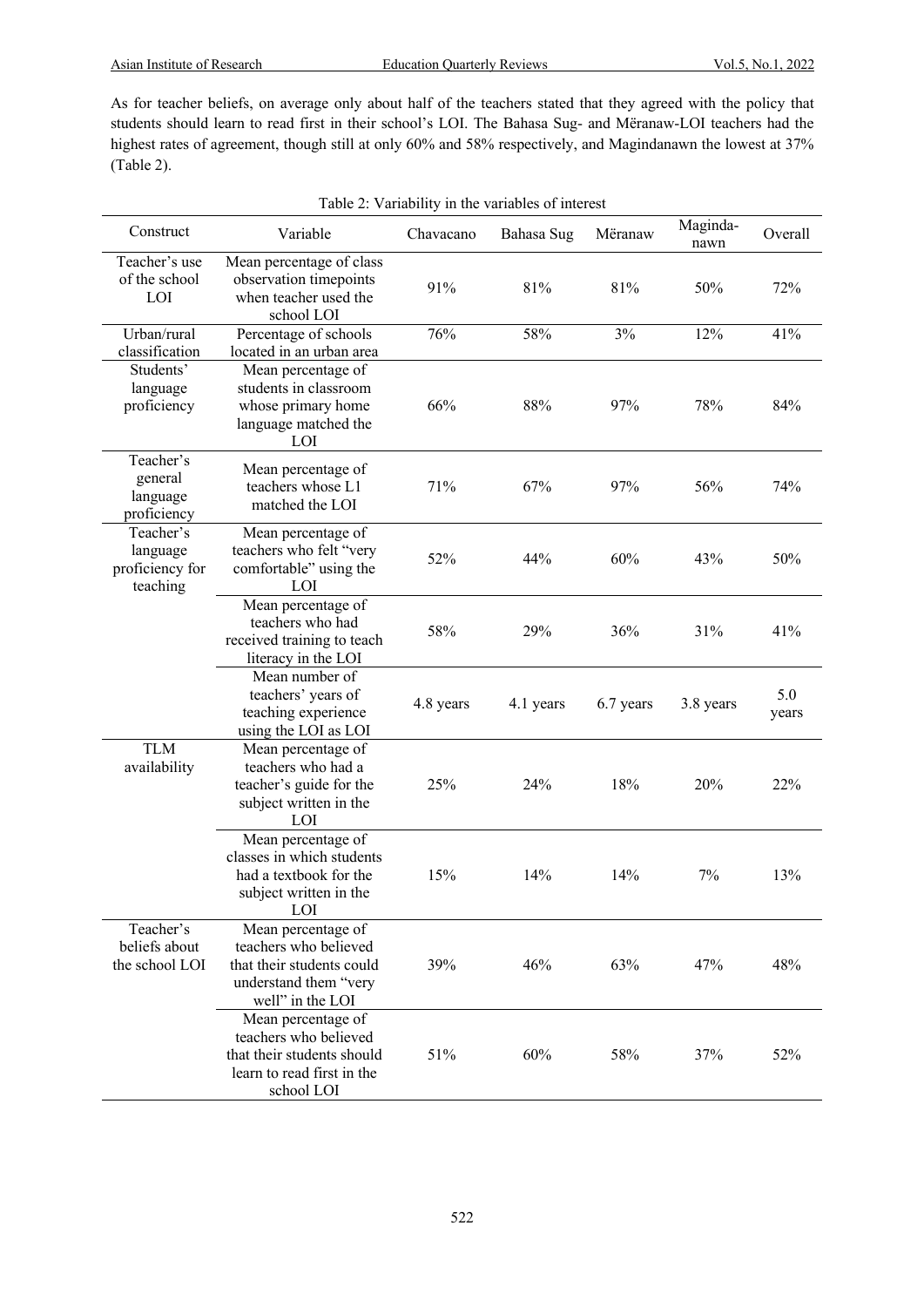As for teacher beliefs, on average only about half of the teachers stated that they agreed with the policy that students should learn to read first in their school's LOI. The Bahasa Sug- and Mëranaw-LOI teachers had the highest rates of agreement, though still at only 60% and 58% respectively, and Magindanawn the lowest at 37% (Table 2).

Table 2: Variability in the variables of interest

| Construct | Variable | Chavacano | Bahasa Sug | Mëranaw | Maginda-nawn | Overall |
|---|---|---|---|---|---|---|
| Teacher's use of the school LOI | Mean percentage of class observation timepoints when teacher used the school LOI | 91% | 81% | 81% | 50% | 72% |
| Urban/rural classification | Percentage of schools located in an urban area | 76% | 58% | 3% | 12% | 41% |
| Students' language proficiency | Mean percentage of students in classroom whose primary home language matched the LOI | 66% | 88% | 97% | 78% | 84% |
| Teacher's general language proficiency | Mean percentage of teachers whose L1 matched the LOI | 71% | 67% | 97% | 56% | 74% |
| Teacher's language proficiency for teaching | Mean percentage of teachers who felt "very comfortable" using the LOI | 52% | 44% | 60% | 43% | 50% |
| | Mean percentage of teachers who had received training to teach literacy in the LOI | 58% | 29% | 36% | 31% | 41% |
| | Mean number of teachers' years of teaching experience using the LOI as LOI | 4.8 years | 4.1 years | 6.7 years | 3.8 years | 5.0 years |
| TLM availability | Mean percentage of teachers who had a teacher's guide for the subject written in the LOI | 25% | 24% | 18% | 20% | 22% |
| | Mean percentage of classes in which students had a textbook for the subject written in the LOI | 15% | 14% | 14% | 7% | 13% |
| Teacher's beliefs about the school LOI | Mean percentage of teachers who believed that their students could understand them "very well" in the LOI | 39% | 46% | 63% | 47% | 48% |
| | Mean percentage of teachers who believed that their students should learn to read first in the school LOI | 51% | 60% | 58% | 37% | 52% |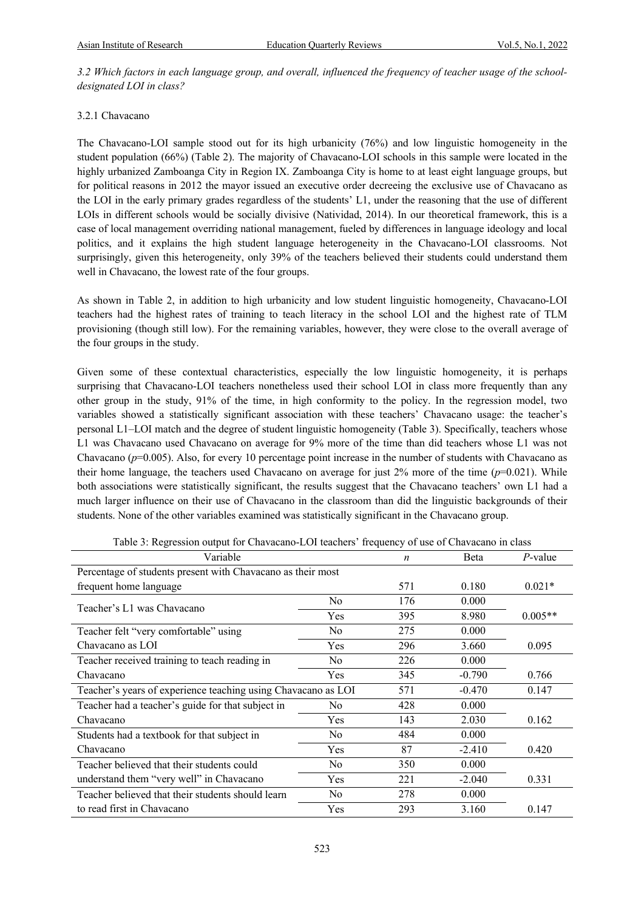*3.2 Which factors in each language group, and overall, influenced the frequency of teacher usage of the school-designated LOI in class?*

3.2.1 Chavacano

The Chavacano-LOI sample stood out for its high urbanicity (76%) and low linguistic homogeneity in the student population (66%) (Table 2). The majority of Chavacano-LOI schools in this sample were located in the highly urbanized Zamboanga City in Region IX. Zamboanga City is home to at least eight language groups, but for political reasons in 2012 the mayor issued an executive order decreeing the exclusive use of Chavacano as the LOI in the early primary grades regardless of the students' L1, under the reasoning that the use of different LOIs in different schools would be socially divisive (Natividad, 2014). In our theoretical framework, this is a case of local management overriding national management, fueled by differences in language ideology and local politics, and it explains the high student language heterogeneity in the Chavacano-LOI classrooms. Not surprisingly, given this heterogeneity, only 39% of the teachers believed their students could understand them well in Chavacano, the lowest rate of the four groups.

As shown in Table 2, in addition to high urbanicity and low student linguistic homogeneity, Chavacano-LOI teachers had the highest rates of training to teach literacy in the school LOI and the highest rate of TLM provisioning (though still low). For the remaining variables, however, they were close to the overall average of the four groups in the study.

Given some of these contextual characteristics, especially the low linguistic homogeneity, it is perhaps surprising that Chavacano-LOI teachers nonetheless used their school LOI in class more frequently than any other group in the study, 91% of the time, in high conformity to the policy. In the regression model, two variables showed a statistically significant association with these teachers' Chavacano usage: the teacher's personal L1–LOI match and the degree of student linguistic homogeneity (Table 3). Specifically, teachers whose L1 was Chavacano used Chavacano on average for 9% more of the time than did teachers whose L1 was not Chavacano ($p$=0.005). Also, for every 10 percentage point increase in the number of students with Chavacano as their home language, the teachers used Chavacano on average for just 2% more of the time ($p$=0.021). While both associations were statistically significant, the results suggest that the Chavacano teachers' own L1 had a much larger influence on their use of Chavacano in the classroom than did the linguistic backgrounds of their students. None of the other variables examined was statistically significant in the Chavacano group.

Table 3: Regression output for Chavacano-LOI teachers' frequency of use of Chavacano in class

| Variable | | *n* | Beta | *P*-value |
|---|---|---|---|---|
| Percentage of students present with Chavacano as their most frequent home language | | 571 | 0.180 | 0.021* |
| Teacher's L1 was Chavacano | No | 176 | 0.000 | |
| | Yes | 395 | 8.980 | 0.005** |
| Teacher felt "very comfortable" using Chavacano as LOI | No | 275 | 0.000 | |
| | Yes | 296 | 3.660 | 0.095 |
| Teacher received training to teach reading in Chavacano | No | 226 | 0.000 | |
| | Yes | 345 | -0.790 | 0.766 |
| Teacher's years of experience teaching using Chavacano as LOI | | 571 | -0.470 | 0.147 |
| Teacher had a teacher's guide for that subject in Chavacano | No | 428 | 0.000 | |
| | Yes | 143 | 2.030 | 0.162 |
| Students had a textbook for that subject in Chavacano | No | 484 | 0.000 | |
| | Yes | 87 | -2.410 | 0.420 |
| Teacher believed that their students could understand them "very well" in Chavacano | No | 350 | 0.000 | |
| | Yes | 221 | -2.040 | 0.331 |
| Teacher believed that their students should learn to read first in Chavacano | No | 278 | 0.000 | |
| | Yes | 293 | 3.160 | 0.147 |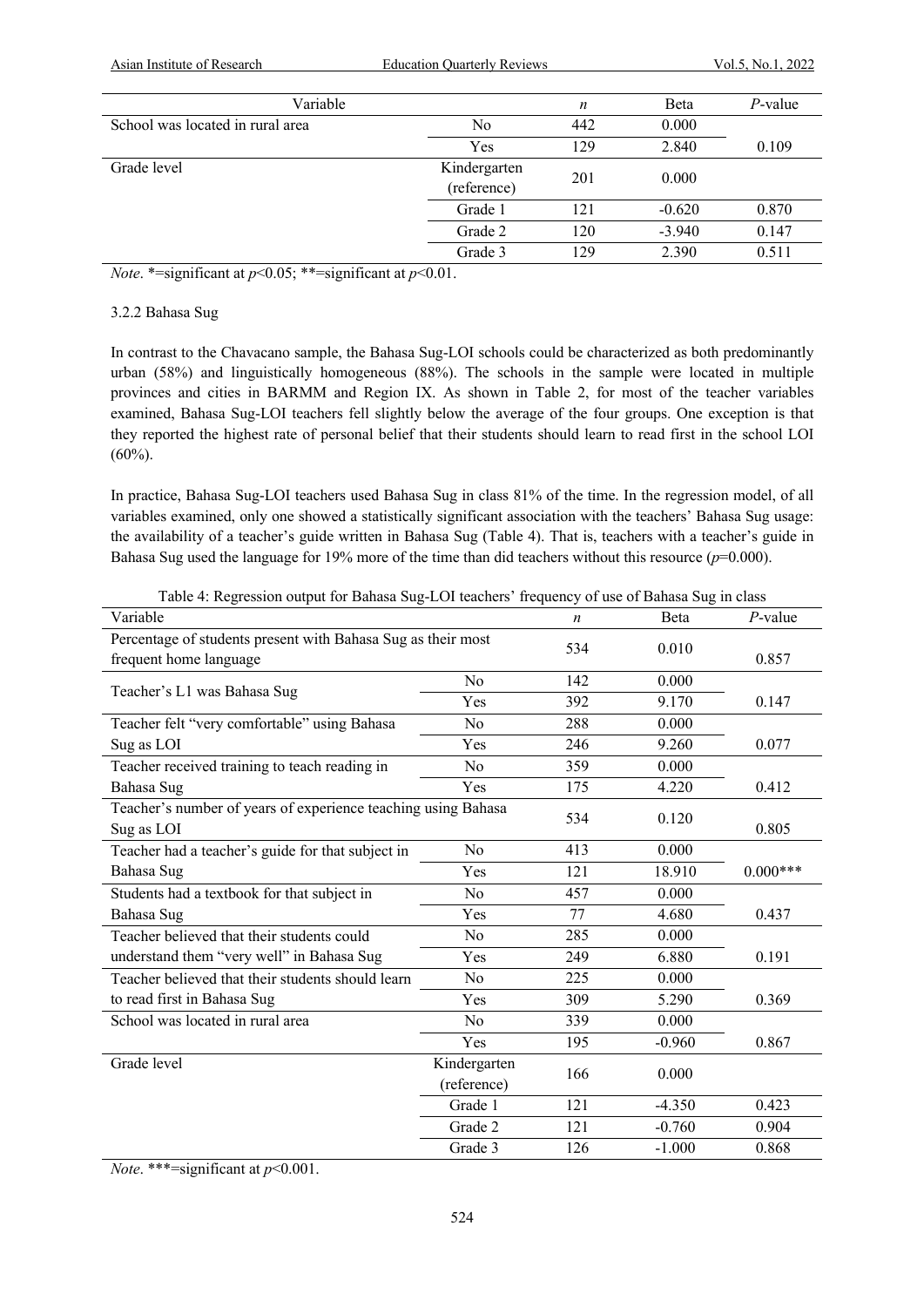| Variable | | $n$ | Beta | $P$-value |
|---|---|---|---|---|
| School was located in rural area | No | 442 | 0.000 | |
| | Yes | 129 | 2.840 | 0.109 |
| Grade level | Kindergarten (reference) | 201 | 0.000 | |
| | Grade 1 | 121 | -0.620 | 0.870 |
| | Grade 2 | 120 | -3.940 | 0.147 |
| | Grade 3 | 129 | 2.390 | 0.511 |

*Note*. *=significant at $p<0.05$; **=significant at $p<0.01$.

### 3.2.2 Bahasa Sug

In contrast to the Chavacano sample, the Bahasa Sug-LOI schools could be characterized as both predominantly urban (58%) and linguistically homogeneous (88%). The schools in the sample were located in multiple provinces and cities in BARMM and Region IX. As shown in Table 2, for most of the teacher variables examined, Bahasa Sug-LOI teachers fell slightly below the average of the four groups. One exception is that they reported the highest rate of personal belief that their students should learn to read first in the school LOI (60%).

In practice, Bahasa Sug-LOI teachers used Bahasa Sug in class 81% of the time. In the regression model, of all variables examined, only one showed a statistically significant association with the teachers' Bahasa Sug usage: the availability of a teacher's guide written in Bahasa Sug (Table 4). That is, teachers with a teacher's guide in Bahasa Sug used the language for 19% more of the time than did teachers without this resource ($p$=0.000).

Table 4: Regression output for Bahasa Sug-LOI teachers' frequency of use of Bahasa Sug in class

| Variable | | $n$ | Beta | $P$-value |
|---|---|---|---|---|
| Percentage of students present with Bahasa Sug as their most frequent home language | | 534 | 0.010 | 0.857 |
| Teacher's L1 was Bahasa Sug | No | 142 | 0.000 | |
| | Yes | 392 | 9.170 | 0.147 |
| Teacher felt "very comfortable" using Bahasa Sug as LOI | No | 288 | 0.000 | |
| | Yes | 246 | 9.260 | 0.077 |
| Teacher received training to teach reading in Bahasa Sug | No | 359 | 0.000 | |
| | Yes | 175 | 4.220 | 0.412 |
| Teacher's number of years of experience teaching using Bahasa Sug as LOI | | 534 | 0.120 | 0.805 |
| Teacher had a teacher's guide for that subject in Bahasa Sug | No | 413 | 0.000 | |
| | Yes | 121 | 18.910 | 0.000*** |
| Students had a textbook for that subject in Bahasa Sug | No | 457 | 0.000 | |
| | Yes | 77 | 4.680 | 0.437 |
| Teacher believed that their students could understand them "very well" in Bahasa Sug | No | 285 | 0.000 | |
| | Yes | 249 | 6.880 | 0.191 |
| Teacher believed that their students should learn to read first in Bahasa Sug | No | 225 | 0.000 | |
| | Yes | 309 | 5.290 | 0.369 |
| School was located in rural area | No | 339 | 0.000 | |
| | Yes | 195 | -0.960 | 0.867 |
| Grade level | Kindergarten (reference) | 166 | 0.000 | |
| | Grade 1 | 121 | -4.350 | 0.423 |
| | Grade 2 | 121 | -0.760 | 0.904 |
| | Grade 3 | 126 | -1.000 | 0.868 |

*Note*. ***=significant at $p<0.001$.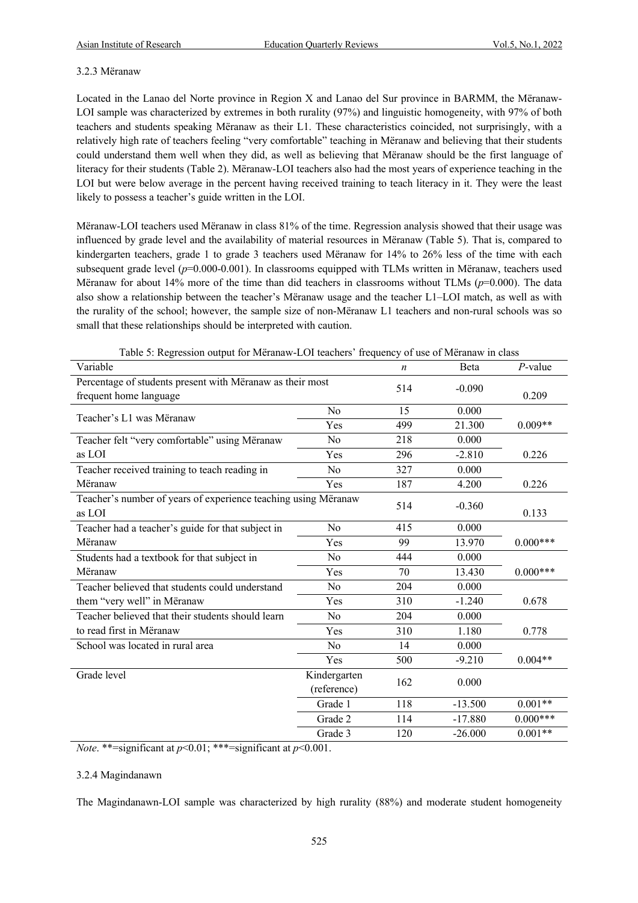### 3.2.3 Mëranaw

Located in the Lanao del Norte province in Region X and Lanao del Sur province in BARMM, the Mëranaw-LOI sample was characterized by extremes in both rurality (97%) and linguistic homogeneity, with 97% of both teachers and students speaking Mëranaw as their L1. These characteristics coincided, not surprisingly, with a relatively high rate of teachers feeling "very comfortable" teaching in Mëranaw and believing that their students could understand them well when they did, as well as believing that Mëranaw should be the first language of literacy for their students (Table 2). Mëranaw-LOI teachers also had the most years of experience teaching in the LOI but were below average in the percent having received training to teach literacy in it. They were the least likely to possess a teacher's guide written in the LOI.

Mëranaw-LOI teachers used Mëranaw in class 81% of the time. Regression analysis showed that their usage was influenced by grade level and the availability of material resources in Mëranaw (Table 5). That is, compared to kindergarten teachers, grade 1 to grade 3 teachers used Mëranaw for 14% to 26% less of the time with each subsequent grade level ($p$=0.000-0.001). In classrooms equipped with TLMs written in Mëranaw, teachers used Mëranaw for about 14% more of the time than did teachers in classrooms without TLMs ($p$=0.000). The data also show a relationship between the teacher's Mëranaw usage and the teacher L1–LOI match, as well as with the rurality of the school; however, the sample size of non-Mëranaw L1 teachers and non-rural schools was so small that these relationships should be interpreted with caution.

Table 5: Regression output for Mëranaw-LOI teachers' frequency of use of Mëranaw in class

| Variable | | *n* | Beta | *P*-value |
|---|---|---|---|---|
| Percentage of students present with Mëranaw as their most frequent home language | | 514 | -0.090 | 0.209 |
| Teacher's L1 was Mëranaw | No | 15 | 0.000 | |
| | Yes | 499 | 21.300 | 0.009** |
| Teacher felt "very comfortable" using Mëranaw as LOI | No | 218 | 0.000 | |
| | Yes | 296 | -2.810 | 0.226 |
| Teacher received training to teach reading in Mëranaw | No | 327 | 0.000 | |
| | Yes | 187 | 4.200 | 0.226 |
| Teacher's number of years of experience teaching using Mëranaw as LOI | | 514 | -0.360 | 0.133 |
| Teacher had a teacher's guide for that subject in Mëranaw | No | 415 | 0.000 | |
| | Yes | 99 | 13.970 | 0.000*** |
| Students had a textbook for that subject in Mëranaw | No | 444 | 0.000 | |
| | Yes | 70 | 13.430 | 0.000*** |
| Teacher believed that students could understand them "very well" in Mëranaw | No | 204 | 0.000 | |
| | Yes | 310 | -1.240 | 0.678 |
| Teacher believed that their students should learn to read first in Mëranaw | No | 204 | 0.000 | |
| | Yes | 310 | 1.180 | 0.778 |
| School was located in rural area | No | 14 | 0.000 | |
| | Yes | 500 | -9.210 | 0.004** |
| Grade level | Kindergarten (reference) | 162 | 0.000 | |
| | Grade 1 | 118 | -13.500 | 0.001** |
| | Grade 2 | 114 | -17.880 | 0.000*** |
| | Grade 3 | 120 | -26.000 | 0.001** |

*Note*. **=significant at $p$<0.01; ***=significant at $p$<0.001.

### 3.2.4 Magindanawn

The Magindanawn-LOI sample was characterized by high rurality (88%) and moderate student homogeneity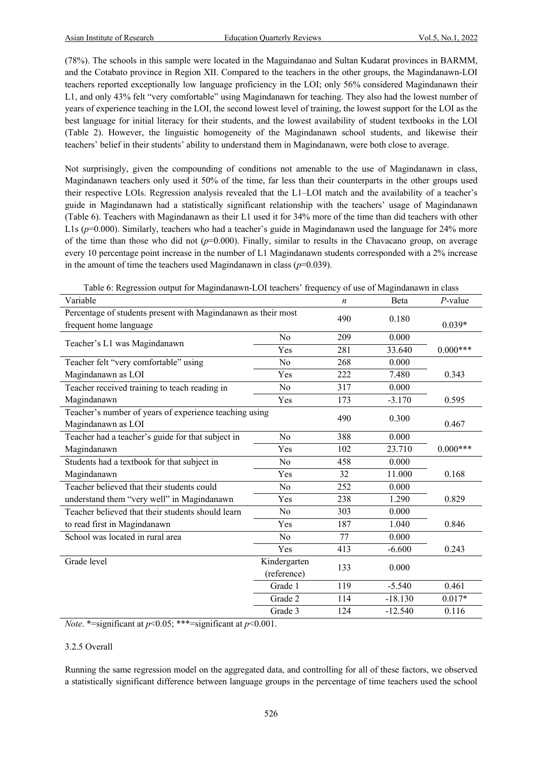(78%). The schools in this sample were located in the Maguindanao and Sultan Kudarat provinces in BARMM, and the Cotabato province in Region XII. Compared to the teachers in the other groups, the Magindanawn-LOI teachers reported exceptionally low language proficiency in the LOI; only 56% considered Magindanawn their L1, and only 43% felt "very comfortable" using Magindanawn for teaching. They also had the lowest number of years of experience teaching in the LOI, the second lowest level of training, the lowest support for the LOI as the best language for initial literacy for their students, and the lowest availability of student textbooks in the LOI (Table 2). However, the linguistic homogeneity of the Magindanawn school students, and likewise their teachers' belief in their students' ability to understand them in Magindanawn, were both close to average.

Not surprisingly, given the compounding of conditions not amenable to the use of Magindanawn in class, Magindanawn teachers only used it 50% of the time, far less than their counterparts in the other groups used their respective LOIs. Regression analysis revealed that the L1–LOI match and the availability of a teacher's guide in Magindanawn had a statistically significant relationship with the teachers' usage of Magindanawn (Table 6). Teachers with Magindanawn as their L1 used it for 34% more of the time than did teachers with other L1s ($p$=0.000). Similarly, teachers who had a teacher's guide in Magindanawn used the language for 24% more of the time than those who did not ($p$=0.000). Finally, similar to results in the Chavacano group, on average every 10 percentage point increase in the number of L1 Magindanawn students corresponded with a 2% increase in the amount of time the teachers used Magindanawn in class ($p$=0.039).

Table 6: Regression output for Magindanawn-LOI teachers' frequency of use of Magindanawn in class

| Variable | | *n* | Beta | *P*-value |
|---|---|---|---|---|
| Percentage of students present with Magindanawn as their most frequent home language | | 490 | 0.180 | 0.039* |
| Teacher's L1 was Magindanawn | No | 209 | 0.000 | |
| | Yes | 281 | 33.640 | 0.000*** |
| Teacher felt "very comfortable" using Magindanawn as LOI | No | 268 | 0.000 | |
| | Yes | 222 | 7.480 | 0.343 |
| Teacher received training to teach reading in Magindanawn | No | 317 | 0.000 | |
| | Yes | 173 | -3.170 | 0.595 |
| Teacher's number of years of experience teaching using Magindanawn as LOI | | 490 | 0.300 | 0.467 |
| Teacher had a teacher's guide for that subject in Magindanawn | No | 388 | 0.000 | |
| | Yes | 102 | 23.710 | 0.000*** |
| Students had a textbook for that subject in Magindanawn | No | 458 | 0.000 | |
| | Yes | 32 | 11.000 | 0.168 |
| Teacher believed that their students could understand them "very well" in Magindanawn | No | 252 | 0.000 | |
| | Yes | 238 | 1.290 | 0.829 |
| Teacher believed that their students should learn to read first in Magindanawn | No | 303 | 0.000 | |
| | Yes | 187 | 1.040 | 0.846 |
| School was located in rural area | No | 77 | 0.000 | |
| | Yes | 413 | -6.600 | 0.243 |
| Grade level | Kindergarten (reference) | 133 | 0.000 | |
| | Grade 1 | 119 | -5.540 | 0.461 |
| | Grade 2 | 114 | -18.130 | 0.017* |
| | Grade 3 | 124 | -12.540 | 0.116 |

*Note*. *=significant at $p$<0.05; ***=significant at $p$<0.001.

3.2.5 Overall

Running the same regression model on the aggregated data, and controlling for all of these factors, we observed a statistically significant difference between language groups in the percentage of time teachers used the school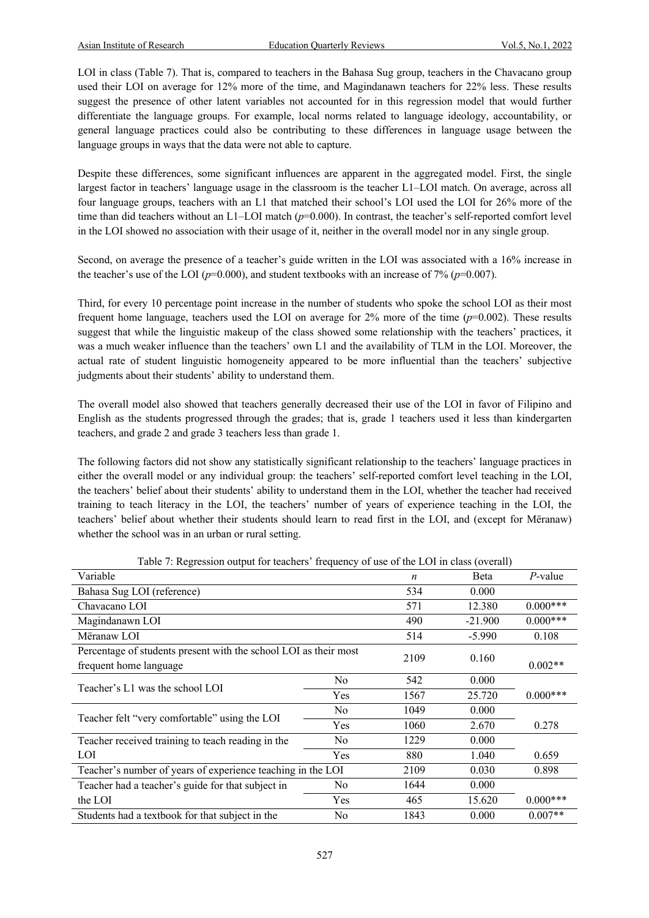LOI in class (Table 7). That is, compared to teachers in the Bahasa Sug group, teachers in the Chavacano group used their LOI on average for 12% more of the time, and Magindanawn teachers for 22% less. These results suggest the presence of other latent variables not accounted for in this regression model that would further differentiate the language groups. For example, local norms related to language ideology, accountability, or general language practices could also be contributing to these differences in language usage between the language groups in ways that the data were not able to capture.

Despite these differences, some significant influences are apparent in the aggregated model. First, the single largest factor in teachers' language usage in the classroom is the teacher L1–LOI match. On average, across all four language groups, teachers with an L1 that matched their school's LOI used the LOI for 26% more of the time than did teachers without an L1–LOI match ($p$=0.000). In contrast, the teacher's self-reported comfort level in the LOI showed no association with their usage of it, neither in the overall model nor in any single group.

Second, on average the presence of a teacher's guide written in the LOI was associated with a 16% increase in the teacher's use of the LOI ($p$=0.000), and student textbooks with an increase of 7% ($p$=0.007).

Third, for every 10 percentage point increase in the number of students who spoke the school LOI as their most frequent home language, teachers used the LOI on average for 2% more of the time ($p$=0.002). These results suggest that while the linguistic makeup of the class showed some relationship with the teachers' practices, it was a much weaker influence than the teachers' own L1 and the availability of TLM in the LOI. Moreover, the actual rate of student linguistic homogeneity appeared to be more influential than the teachers' subjective judgments about their students' ability to understand them.

The overall model also showed that teachers generally decreased their use of the LOI in favor of Filipino and English as the students progressed through the grades; that is, grade 1 teachers used it less than kindergarten teachers, and grade 2 and grade 3 teachers less than grade 1.

The following factors did not show any statistically significant relationship to the teachers' language practices in either the overall model or any individual group: the teachers' self-reported comfort level teaching in the LOI, the teachers' belief about their students' ability to understand them in the LOI, whether the teacher had received training to teach literacy in the LOI, the teachers' number of years of experience teaching in the LOI, the teachers' belief about whether their students should learn to read first in the LOI, and (except for Mëranaw) whether the school was in an urban or rural setting.

Table 7: Regression output for teachers' frequency of use of the LOI in class (overall)

| Variable | | *n* | Beta | *P*-value |
|---|---|---|---|---|
| Bahasa Sug LOI (reference) | | 534 | 0.000 | |
| Chavacano LOI | | 571 | 12.380 | 0.000*** |
| Magindanawn LOI | | 490 | -21.900 | 0.000*** |
| Mëranaw LOI | | 514 | -5.990 | 0.108 |
| Percentage of students present with the school LOI as their most frequent home language | | 2109 | 0.160 | 0.002** |
| Teacher's L1 was the school LOI | No | 542 | 0.000 | |
| | Yes | 1567 | 25.720 | 0.000*** |
| Teacher felt "very comfortable" using the LOI | No | 1049 | 0.000 | |
| | Yes | 1060 | 2.670 | 0.278 |
| Teacher received training to teach reading in the LOI | No | 1229 | 0.000 | |
| | Yes | 880 | 1.040 | 0.659 |
| Teacher's number of years of experience teaching in the LOI | | 2109 | 0.030 | 0.898 |
| Teacher had a teacher's guide for that subject in the LOI | No | 1644 | 0.000 | |
| | Yes | 465 | 15.620 | 0.000*** |
| Students had a textbook for that subject in the | No | 1843 | 0.000 | 0.007** |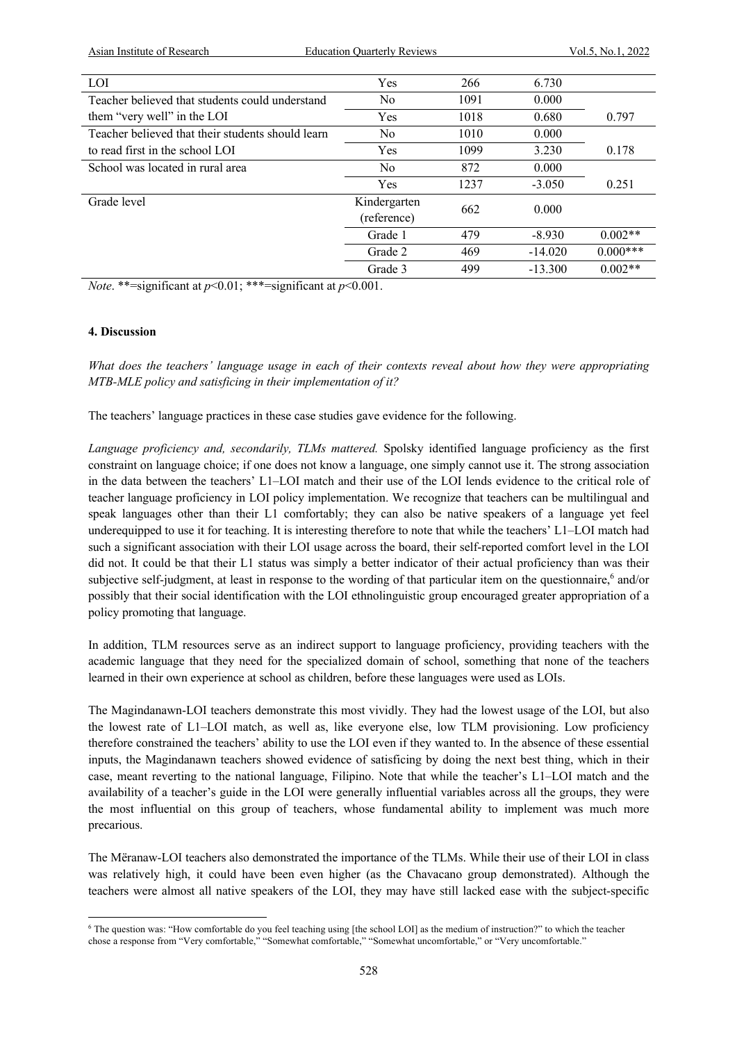| | | | | |
|---|---|---|---|---|
| LOI | Yes | 266 | 6.730 | |
| Teacher believed that students could understand them "very well" in the LOI | No | 1091 | 0.000 | |
| | Yes | 1018 | 0.680 | 0.797 |
| Teacher believed that their students should learn to read first in the school LOI | No | 1010 | 0.000 | |
| | Yes | 1099 | 3.230 | 0.178 |
| School was located in rural area | No | 872 | 0.000 | |
| | Yes | 1237 | -3.050 | 0.251 |
| Grade level | Kindergarten (reference) | 662 | 0.000 | |
| | Grade 1 | 479 | -8.930 | 0.002** |
| | Grade 2 | 469 | -14.020 | 0.000*** |
| | Grade 3 | 499 | -13.300 | 0.002** |

*Note*. **=significant at $p<0.01$; ***=significant at $p<0.001$.

## 4. Discussion

*What does the teachers' language usage in each of their contexts reveal about how they were appropriating MTB-MLE policy and satisficing in their implementation of it?*

The teachers' language practices in these case studies gave evidence for the following.

*Language proficiency and, secondarily, TLMs mattered.* Spolsky identified language proficiency as the first constraint on language choice; if one does not know a language, one simply cannot use it. The strong association in the data between the teachers' L1–LOI match and their use of the LOI lends evidence to the critical role of teacher language proficiency in LOI policy implementation. We recognize that teachers can be multilingual and speak languages other than their L1 comfortably; they can also be native speakers of a language yet feel underequipped to use it for teaching. It is interesting therefore to note that while the teachers' L1–LOI match had such a significant association with their LOI usage across the board, their self-reported comfort level in the LOI did not. It could be that their L1 status was simply a better indicator of their actual proficiency than was their subjective self-judgment, at least in response to the wording of that particular item on the questionnaire,[6] and/or possibly that their social identification with the LOI ethnolinguistic group encouraged greater appropriation of a policy promoting that language.

In addition, TLM resources serve as an indirect support to language proficiency, providing teachers with the academic language that they need for the specialized domain of school, something that none of the teachers learned in their own experience at school as children, before these languages were used as LOIs.

The Magindanawn-LOI teachers demonstrate this most vividly. They had the lowest usage of the LOI, but also the lowest rate of L1–LOI match, as well as, like everyone else, low TLM provisioning. Low proficiency therefore constrained the teachers' ability to use the LOI even if they wanted to. In the absence of these essential inputs, the Magindanawn teachers showed evidence of satisficing by doing the next best thing, which in their case, meant reverting to the national language, Filipino. Note that while the teacher's L1–LOI match and the availability of a teacher's guide in the LOI were generally influential variables across all the groups, they were the most influential on this group of teachers, whose fundamental ability to implement was much more precarious.

The Mëranaw-LOI teachers also demonstrated the importance of the TLMs. While their use of their LOI in class was relatively high, it could have been even higher (as the Chavacano group demonstrated). Although the teachers were almost all native speakers of the LOI, they may have still lacked ease with the subject-specific

[6] The question was: "How comfortable do you feel teaching using [the school LOI] as the medium of instruction?" to which the teacher chose a response from "Very comfortable," "Somewhat comfortable," "Somewhat uncomfortable," or "Very uncomfortable."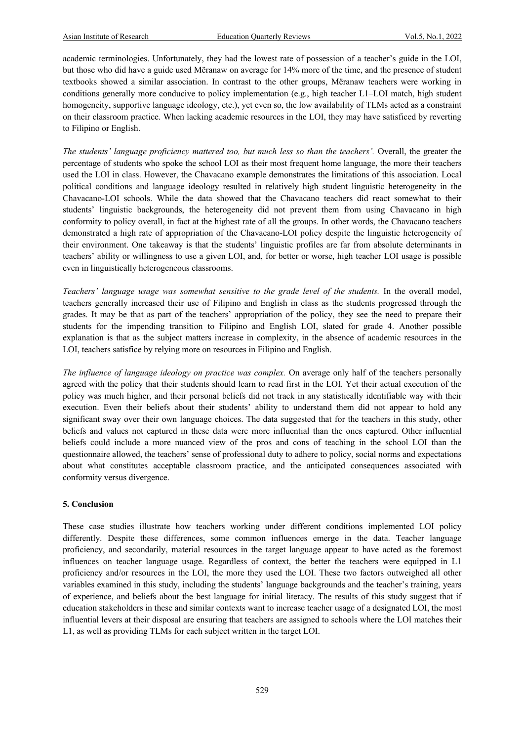academic terminologies. Unfortunately, they had the lowest rate of possession of a teacher's guide in the LOI, but those who did have a guide used Mëranaw on average for 14% more of the time, and the presence of student textbooks showed a similar association. In contrast to the other groups, Mëranaw teachers were working in conditions generally more conducive to policy implementation (e.g., high teacher L1–LOI match, high student homogeneity, supportive language ideology, etc.), yet even so, the low availability of TLMs acted as a constraint on their classroom practice. When lacking academic resources in the LOI, they may have satisficed by reverting to Filipino or English.

*The students' language proficiency mattered too, but much less so than the teachers'.* Overall, the greater the percentage of students who spoke the school LOI as their most frequent home language, the more their teachers used the LOI in class. However, the Chavacano example demonstrates the limitations of this association. Local political conditions and language ideology resulted in relatively high student linguistic heterogeneity in the Chavacano-LOI schools. While the data showed that the Chavacano teachers did react somewhat to their students' linguistic backgrounds, the heterogeneity did not prevent them from using Chavacano in high conformity to policy overall, in fact at the highest rate of all the groups. In other words, the Chavacano teachers demonstrated a high rate of appropriation of the Chavacano-LOI policy despite the linguistic heterogeneity of their environment. One takeaway is that the students' linguistic profiles are far from absolute determinants in teachers' ability or willingness to use a given LOI, and, for better or worse, high teacher LOI usage is possible even in linguistically heterogeneous classrooms.

*Teachers' language usage was somewhat sensitive to the grade level of the students.* In the overall model, teachers generally increased their use of Filipino and English in class as the students progressed through the grades. It may be that as part of the teachers' appropriation of the policy, they see the need to prepare their students for the impending transition to Filipino and English LOI, slated for grade 4. Another possible explanation is that as the subject matters increase in complexity, in the absence of academic resources in the LOI, teachers satisfice by relying more on resources in Filipino and English.

*The influence of language ideology on practice was complex.* On average only half of the teachers personally agreed with the policy that their students should learn to read first in the LOI. Yet their actual execution of the policy was much higher, and their personal beliefs did not track in any statistically identifiable way with their execution. Even their beliefs about their students' ability to understand them did not appear to hold any significant sway over their own language choices. The data suggested that for the teachers in this study, other beliefs and values not captured in these data were more influential than the ones captured. Other influential beliefs could include a more nuanced view of the pros and cons of teaching in the school LOI than the questionnaire allowed, the teachers' sense of professional duty to adhere to policy, social norms and expectations about what constitutes acceptable classroom practice, and the anticipated consequences associated with conformity versus divergence.

## 5. Conclusion

These case studies illustrate how teachers working under different conditions implemented LOI policy differently. Despite these differences, some common influences emerge in the data. Teacher language proficiency, and secondarily, material resources in the target language appear to have acted as the foremost influences on teacher language usage. Regardless of context, the better the teachers were equipped in L1 proficiency and/or resources in the LOI, the more they used the LOI. These two factors outweighed all other variables examined in this study, including the students' language backgrounds and the teacher's training, years of experience, and beliefs about the best language for initial literacy. The results of this study suggest that if education stakeholders in these and similar contexts want to increase teacher usage of a designated LOI, the most influential levers at their disposal are ensuring that teachers are assigned to schools where the LOI matches their L1, as well as providing TLMs for each subject written in the target LOI.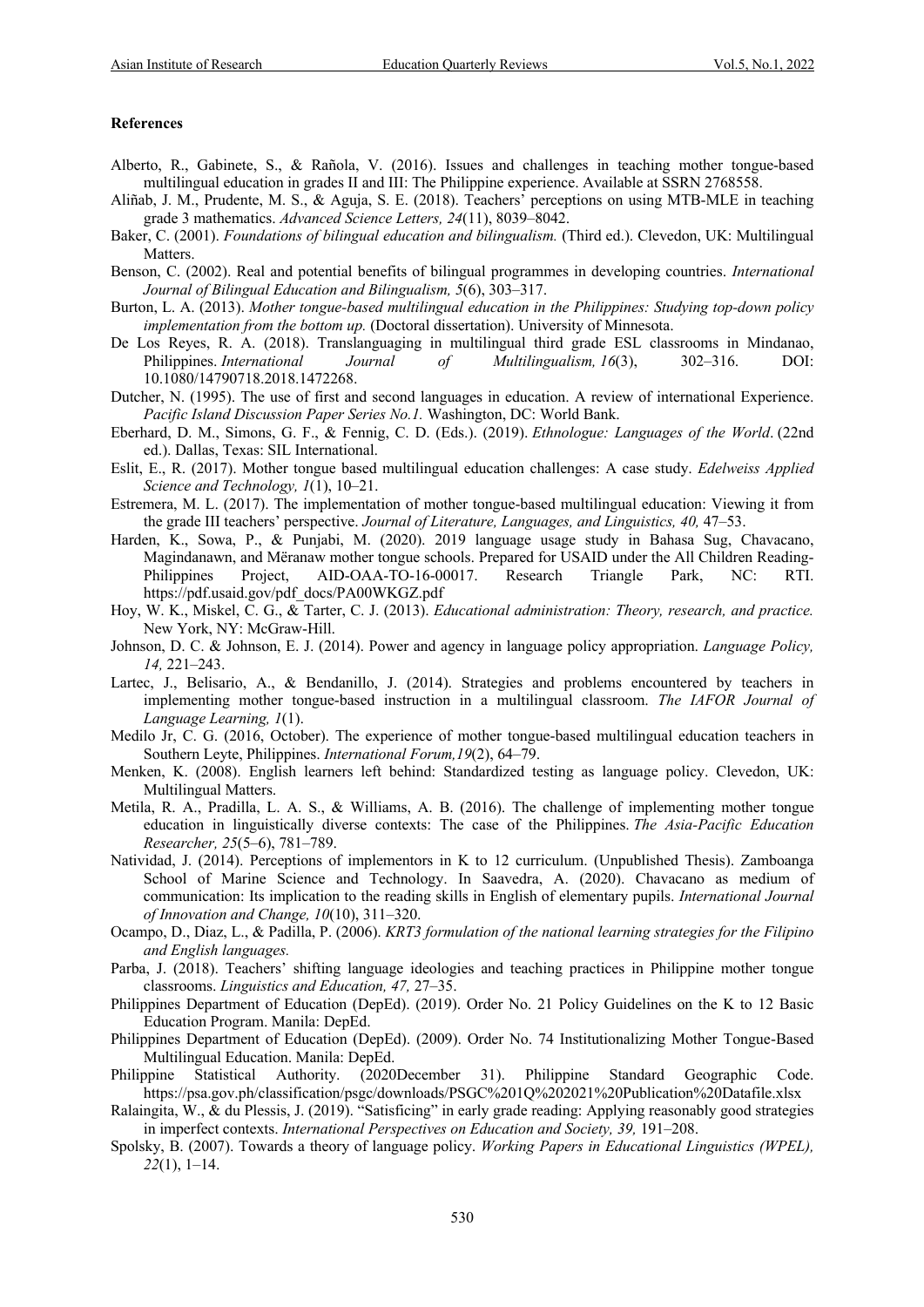**References**

Alberto, R., Gabinete, S., & Rañola, V. (2016). Issues and challenges in teaching mother tongue-based multilingual education in grades II and III: The Philippine experience. Available at SSRN 2768558.

Aliñab, J. M., Prudente, M. S., & Aguja, S. E. (2018). Teachers' perceptions on using MTB-MLE in teaching grade 3 mathematics. *Advanced Science Letters, 24*(11), 8039–8042.

Baker, C. (2001). *Foundations of bilingual education and bilingualism.* (Third ed.). Clevedon, UK: Multilingual Matters.

Benson, C. (2002). Real and potential benefits of bilingual programmes in developing countries. *International Journal of Bilingual Education and Bilingualism, 5*(6), 303–317.

Burton, L. A. (2013). *Mother tongue-based multilingual education in the Philippines: Studying top-down policy implementation from the bottom up.* (Doctoral dissertation). University of Minnesota.

De Los Reyes, R. A. (2018). Translanguaging in multilingual third grade ESL classrooms in Mindanao, Philippines. *International Journal of Multilingualism, 16*(3), 302–316. DOI: 10.1080/14790718.2018.1472268.

Dutcher, N. (1995). The use of first and second languages in education. A review of international Experience. *Pacific Island Discussion Paper Series No.1.* Washington, DC: World Bank.

Eberhard, D. M., Simons, G. F., & Fennig, C. D. (Eds.). (2019). *Ethnologue: Languages of the World*. (22nd ed.). Dallas, Texas: SIL International.

Eslit, E., R. (2017). Mother tongue based multilingual education challenges: A case study. *Edelweiss Applied Science and Technology, 1*(1), 10–21.

Estremera, M. L. (2017). The implementation of mother tongue-based multilingual education: Viewing it from the grade III teachers' perspective. *Journal of Literature, Languages, and Linguistics, 40,* 47–53.

Harden, K., Sowa, P., & Punjabi, M. (2020). 2019 language usage study in Bahasa Sug, Chavacano, Magindanawn, and Mëranaw mother tongue schools. Prepared for USAID under the All Children Reading-Philippines Project, AID-OAA-TO-16-00017. Research Triangle Park, NC: RTI. https://pdf.usaid.gov/pdf_docs/PA00WKGZ.pdf

Hoy, W. K., Miskel, C. G., & Tarter, C. J. (2013). *Educational administration: Theory, research, and practice.* New York, NY: McGraw-Hill.

Johnson, D. C. & Johnson, E. J. (2014). Power and agency in language policy appropriation. *Language Policy, 14,* 221–243.

Lartec, J., Belisario, A., & Bendanillo, J. (2014). Strategies and problems encountered by teachers in implementing mother tongue-based instruction in a multilingual classroom. *The IAFOR Journal of Language Learning, 1*(1).

Medilo Jr, C. G. (2016, October). The experience of mother tongue-based multilingual education teachers in Southern Leyte, Philippines. *International Forum,19*(2), 64–79.

Menken, K. (2008). English learners left behind: Standardized testing as language policy. Clevedon, UK: Multilingual Matters.

Metila, R. A., Pradilla, L. A. S., & Williams, A. B. (2016). The challenge of implementing mother tongue education in linguistically diverse contexts: The case of the Philippines. *The Asia-Pacific Education Researcher, 25*(5–6), 781–789.

Natividad, J. (2014). Perceptions of implementors in K to 12 curriculum. (Unpublished Thesis). Zamboanga School of Marine Science and Technology. In Saavedra, A. (2020). Chavacano as medium of communication: Its implication to the reading skills in English of elementary pupils. *International Journal of Innovation and Change, 10*(10), 311–320.

Ocampo, D., Diaz, L., & Padilla, P. (2006). *KRT3 formulation of the national learning strategies for the Filipino and English languages.*

Parba, J. (2018). Teachers' shifting language ideologies and teaching practices in Philippine mother tongue classrooms. *Linguistics and Education, 47,* 27–35.

Philippines Department of Education (DepEd). (2019). Order No. 21 Policy Guidelines on the K to 12 Basic Education Program. Manila: DepEd.

Philippines Department of Education (DepEd). (2009). Order No. 74 Institutionalizing Mother Tongue-Based Multilingual Education. Manila: DepEd.

Philippine Statistical Authority. (2020December 31). Philippine Standard Geographic Code. https://psa.gov.ph/classification/psgc/downloads/PSGC%201Q%202021%20Publication%20Datafile.xlsx

Ralaingita, W., & du Plessis, J. (2019). "Satisficing" in early grade reading: Applying reasonably good strategies in imperfect contexts. *International Perspectives on Education and Society, 39,* 191–208.

Spolsky, B. (2007). Towards a theory of language policy. *Working Papers in Educational Linguistics (WPEL), 22*(1), 1–14.